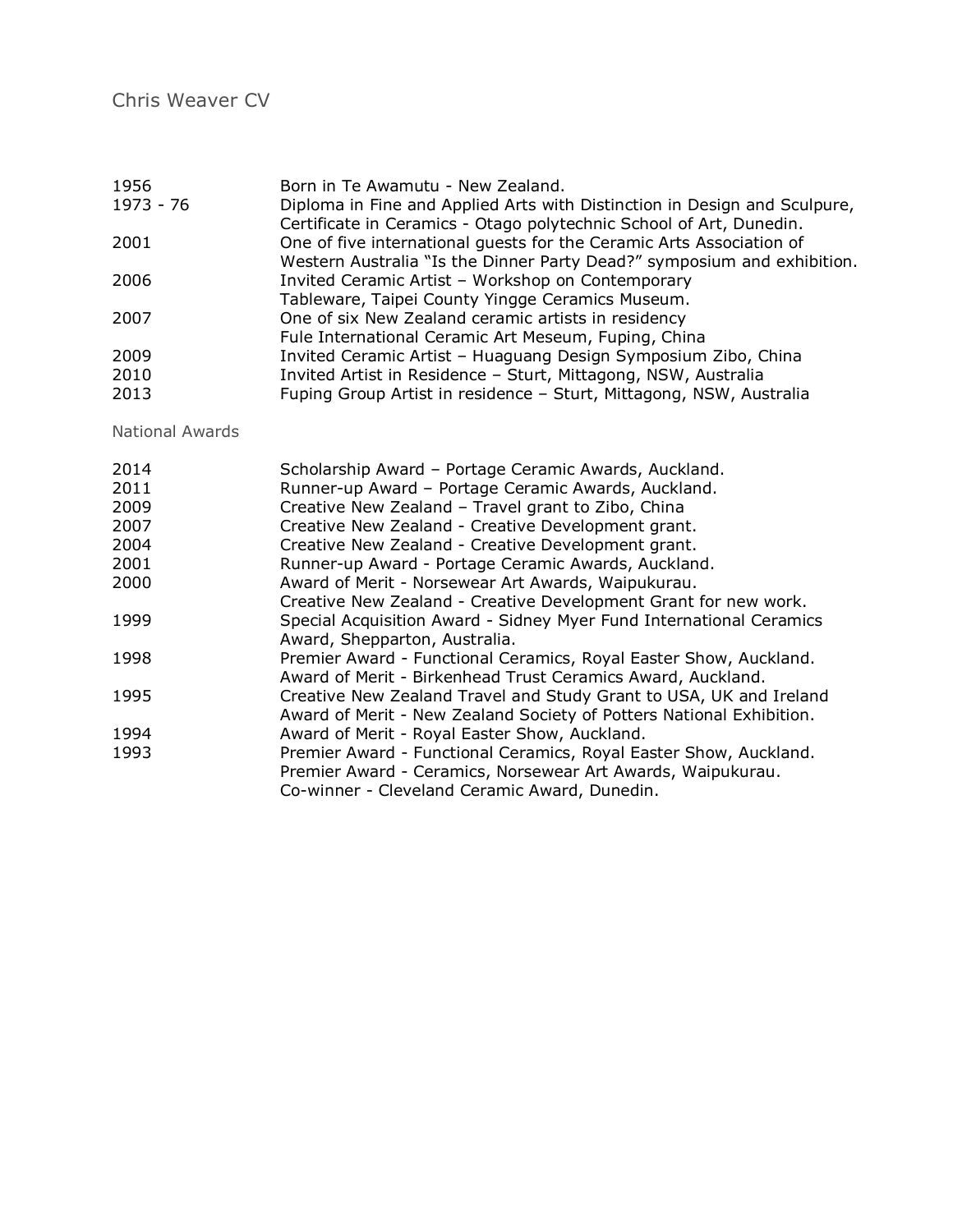# Chris Weaver CV

| | |
|---|---|
| 1956 | Born in Te Awamutu - New Zealand. |
| 1973 - 76 | Diploma in Fine and Applied Arts with Distinction in Design and Sculpure, Certificate in Ceramics - Otago polytechnic School of Art, Dunedin. |
| 2001 | One of five international guests for the Ceramic Arts Association of Western Australia "Is the Dinner Party Dead?" symposium and exhibition. |
| 2006 | Invited Ceramic Artist – Workshop on Contemporary Tableware, Taipei County Yingge Ceramics Museum. |
| 2007 | One of six New Zealand ceramic artists in residency Fule International Ceramic Art Meseum, Fuping, China |
| 2009 | Invited Ceramic Artist – Huaguang Design Symposium Zibo, China |
| 2010 | Invited Artist in Residence – Sturt, Mittagong, NSW, Australia |
| 2013 | Fuping Group Artist in residence – Sturt, Mittagong, NSW, Australia |

## National Awards

| | |
|---|---|
| 2014 | Scholarship Award – Portage Ceramic Awards, Auckland. |
| 2011 | Runner-up Award – Portage Ceramic Awards, Auckland. |
| 2009 | Creative New Zealand – Travel grant to Zibo, China |
| 2007 | Creative New Zealand - Creative Development grant. |
| 2004 | Creative New Zealand - Creative Development grant. |
| 2001 | Runner-up Award - Portage Ceramic Awards, Auckland. |
| 2000 | Award of Merit - Norsewear Art Awards, Waipukurau. |
| | Creative New Zealand - Creative Development Grant for new work. |
| 1999 | Special Acquisition Award - Sidney Myer Fund International Ceramics Award, Shepparton, Australia. |
| 1998 | Premier Award - Functional Ceramics, Royal Easter Show, Auckland. |
| | Award of Merit - Birkenhead Trust Ceramics Award, Auckland. |
| 1995 | Creative New Zealand Travel and Study Grant to USA, UK and Ireland |
| | Award of Merit - New Zealand Society of Potters National Exhibition. |
| 1994 | Award of Merit - Royal Easter Show, Auckland. |
| 1993 | Premier Award - Functional Ceramics, Royal Easter Show, Auckland. |
| | Premier Award - Ceramics, Norsewear Art Awards, Waipukurau. |
| | Co-winner - Cleveland Ceramic Award, Dunedin. |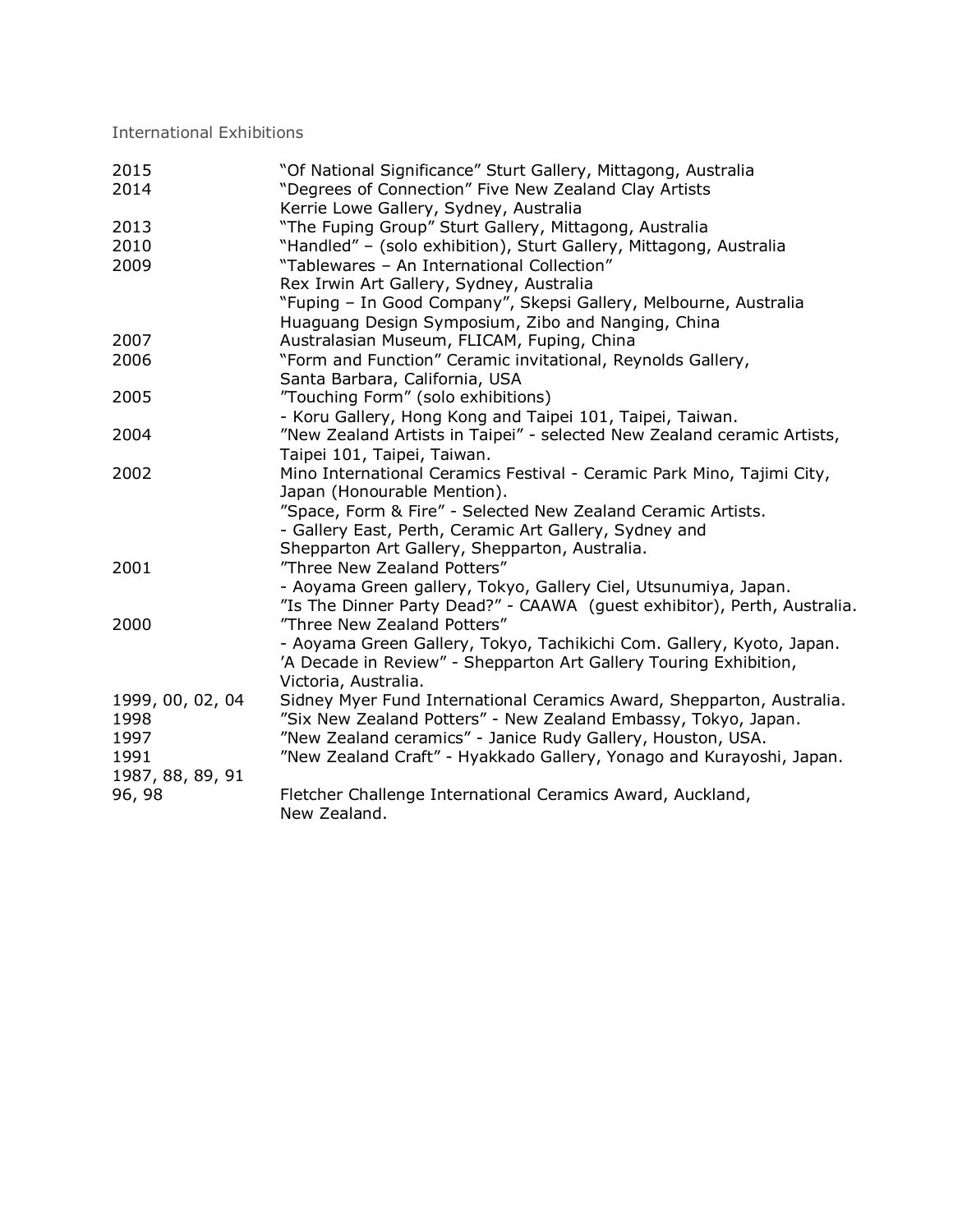## International Exhibitions

| | |
|---|---|
| 2015 | "Of National Significance" Sturt Gallery, Mittagong, Australia |
| 2014 | "Degrees of Connection" Five New Zealand Clay Artists Kerrie Lowe Gallery, Sydney, Australia |
| 2013 | "The Fuping Group" Sturt Gallery, Mittagong, Australia |
| 2010 | "Handled" – (solo exhibition), Sturt Gallery, Mittagong, Australia |
| 2009 | "Tablewares – An International Collection" Rex Irwin Art Gallery, Sydney, Australia<br>"Fuping – In Good Company", Skepsi Gallery, Melbourne, Australia<br>Huaguang Design Symposium, Zibo and Nanging, China |
| 2007 | Australasian Museum, FLICAM, Fuping, China |
| 2006 | "Form and Function" Ceramic invitational, Reynolds Gallery, Santa Barbara, California, USA |
| 2005 | "Touching Form" (solo exhibitions) - Koru Gallery, Hong Kong and Taipei 101, Taipei, Taiwan. |
| 2004 | "New Zealand Artists in Taipei" - selected New Zealand ceramic Artists, Taipei 101, Taipei, Taiwan. |
| 2002 | Mino International Ceramics Festival - Ceramic Park Mino, Tajimi City, Japan (Honourable Mention).<br>"Space, Form & Fire" - Selected New Zealand Ceramic Artists. - Gallery East, Perth, Ceramic Art Gallery, Sydney and Shepparton Art Gallery, Shepparton, Australia. |
| 2001 | "Three New Zealand Potters" - Aoyama Green gallery, Tokyo, Gallery Ciel, Utsunumiya, Japan.<br>"Is The Dinner Party Dead?" - CAAWA (guest exhibitor), Perth, Australia. |
| 2000 | "Three New Zealand Potters" - Aoyama Green Gallery, Tokyo, Tachikichi Com. Gallery, Kyoto, Japan.<br>'A Decade in Review" - Shepparton Art Gallery Touring Exhibition, Victoria, Australia. |
| 1999, 00, 02, 04 | Sidney Myer Fund International Ceramics Award, Shepparton, Australia. |
| 1998 | "Six New Zealand Potters" - New Zealand Embassy, Tokyo, Japan. |
| 1997 | "New Zealand ceramics" - Janice Rudy Gallery, Houston, USA. |
| 1991 | "New Zealand Craft" - Hyakkado Gallery, Yonago and Kurayoshi, Japan. |
| 1987, 88, 89, 91 96, 98 | Fletcher Challenge International Ceramics Award, Auckland, New Zealand. |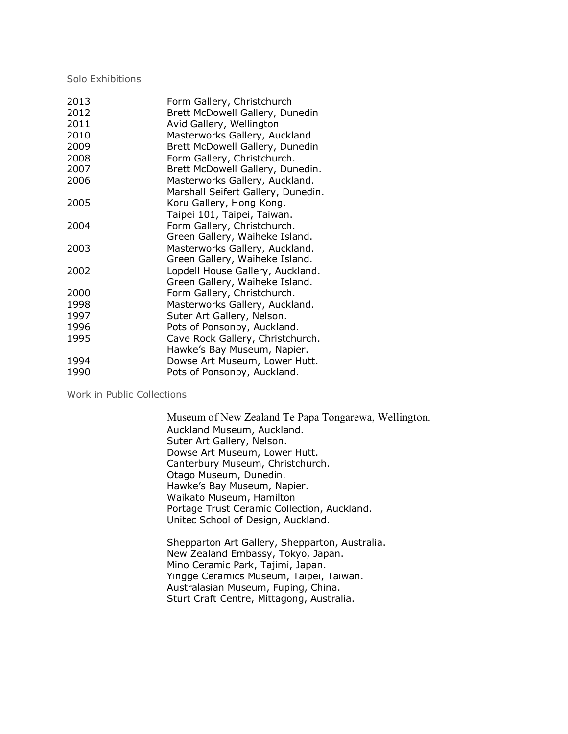## Solo Exhibitions

| | |
|---|---|
| 2013 | Form Gallery, Christchurch |
| 2012 | Brett McDowell Gallery, Dunedin |
| 2011 | Avid Gallery, Wellington |
| 2010 | Masterworks Gallery, Auckland |
| 2009 | Brett McDowell Gallery, Dunedin |
| 2008 | Form Gallery, Christchurch. |
| 2007 | Brett McDowell Gallery, Dunedin. |
| 2006 | Masterworks Gallery, Auckland. |
| | Marshall Seifert Gallery, Dunedin. |
| 2005 | Koru Gallery, Hong Kong. |
| | Taipei 101, Taipei, Taiwan. |
| 2004 | Form Gallery, Christchurch. |
| | Green Gallery, Waiheke Island. |
| 2003 | Masterworks Gallery, Auckland. |
| | Green Gallery, Waiheke Island. |
| 2002 | Lopdell House Gallery, Auckland. |
| | Green Gallery, Waiheke Island. |
| 2000 | Form Gallery, Christchurch. |
| 1998 | Masterworks Gallery, Auckland. |
| 1997 | Suter Art Gallery, Nelson. |
| 1996 | Pots of Ponsonby, Auckland. |
| 1995 | Cave Rock Gallery, Christchurch. |
| | Hawke's Bay Museum, Napier. |
| 1994 | Dowse Art Museum, Lower Hutt. |
| 1990 | Pots of Ponsonby, Auckland. |

## Work in Public Collections

Museum of New Zealand Te Papa Tongarewa, Wellington.
Auckland Museum, Auckland.
Suter Art Gallery, Nelson.
Dowse Art Museum, Lower Hutt.
Canterbury Museum, Christchurch.
Otago Museum, Dunedin.
Hawke's Bay Museum, Napier.
Waikato Museum, Hamilton
Portage Trust Ceramic Collection, Auckland.
Unitec School of Design, Auckland.

Shepparton Art Gallery, Shepparton, Australia.
New Zealand Embassy, Tokyo, Japan.
Mino Ceramic Park, Tajimi, Japan.
Yingge Ceramics Museum, Taipei, Taiwan.
Australasian Museum, Fuping, China.
Sturt Craft Centre, Mittagong, Australia.